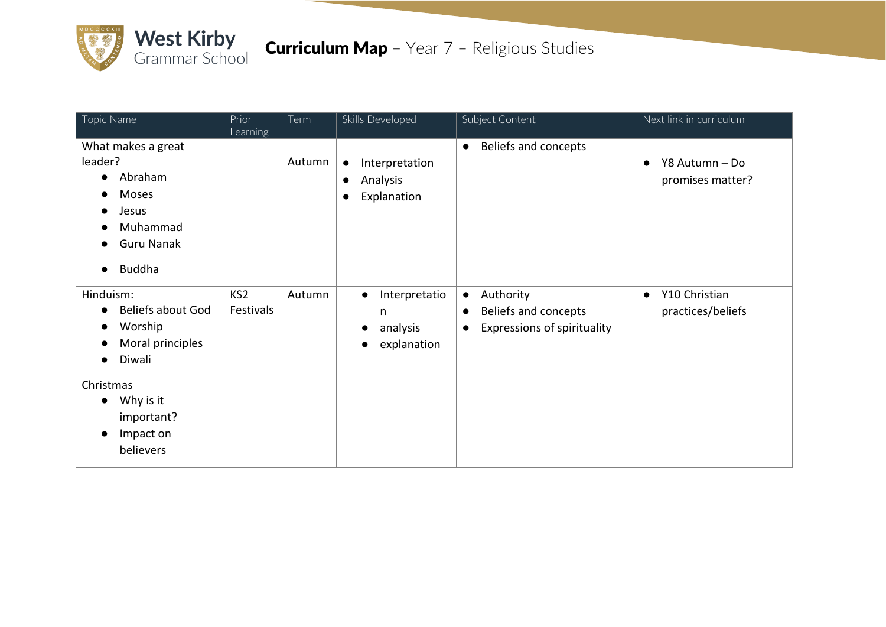# West Kirby Grammar School

## Curriculum Map – Year 7 – Religious Studies

| Topic Name | Prior Learning | Term | Skills Developed | Subject Content | Next link in curriculum |
|---|---|---|---|---|---|
| What makes a great leader?<br>• Abraham<br>• Moses<br>• Jesus<br>• Muhammad<br>• Guru Nanak<br>• Buddha | | Autumn | • Interpretation<br>• Analysis<br>• Explanation | • Beliefs and concepts | • Y8 Autumn – Do promises matter? |
| Hinduism:<br>• Beliefs about God<br>• Worship<br>• Moral principles<br>• Diwali<br><br>Christmas<br>• Why is it important?<br>• Impact on believers | KS2 Festivals | Autumn | • Interpretation<br>• analysis<br>• explanation | • Authority<br>• Beliefs and concepts<br>• Expressions of spirituality | • Y10 Christian practices/beliefs |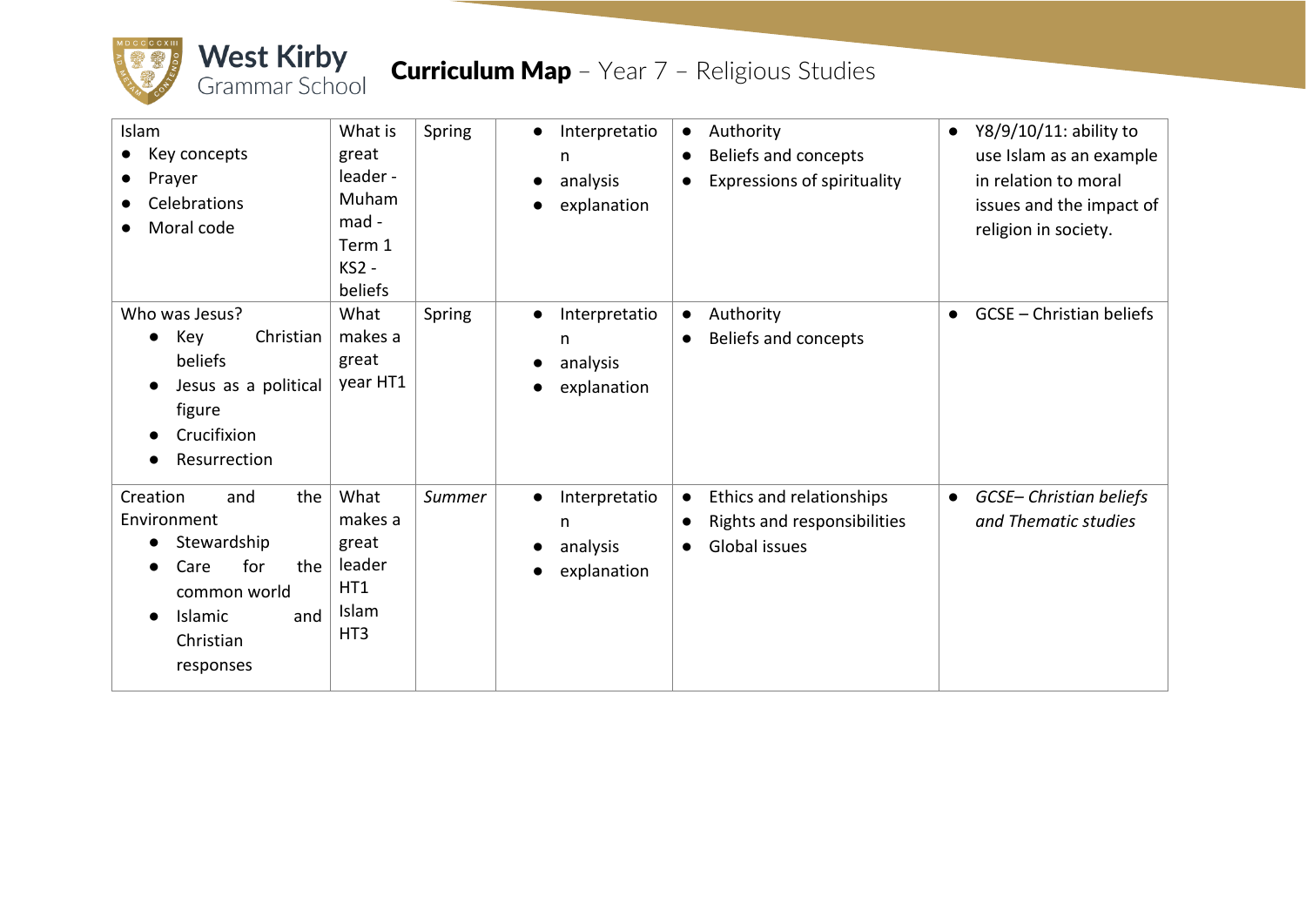# Curriculum Map – Year 7 – Religious Studies

| | | | | | |
|---|---|---|---|---|---|
| Islam<br>• Key concepts<br>• Prayer<br>• Celebrations<br>• Moral code | What is great leader - Muhammad - Term 1 KS2 - beliefs | Spring | • Interpretation<br>• analysis<br>• explanation | • Authority<br>• Beliefs and concepts<br>• Expressions of spirituality | • Y8/9/10/11: ability to use Islam as an example in relation to moral issues and the impact of religion in society. |
| Who was Jesus?<br>• Key Christian beliefs<br>• Jesus as a political figure<br>• Crucifixion<br>• Resurrection | What makes a great year HT1 | Spring | • Interpretation<br>• analysis<br>• explanation | • Authority<br>• Beliefs and concepts | • GCSE – Christian beliefs |
| Creation and the Environment<br>• Stewardship<br>• Care for the common world<br>• Islamic and Christian responses | What makes a great leader HT1 Islam HT3 | *Summer* | • Interpretation<br>• analysis<br>• explanation | • Ethics and relationships<br>• Rights and responsibilities<br>• Global issues | • *GCSE– Christian beliefs and Thematic studies* |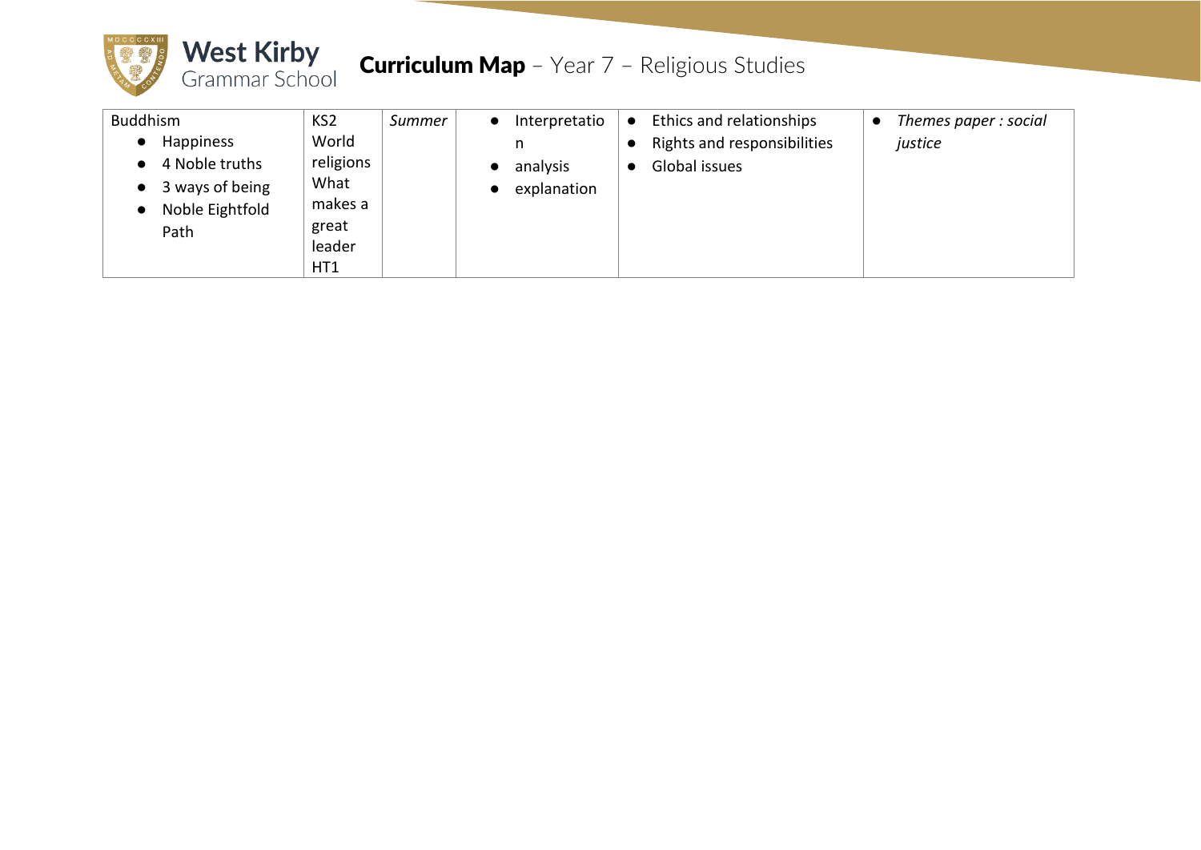# Curriculum Map – Year 7 – Religious Studies

| | | | | | |
|---|---|---|---|---|---|
| Buddhism<br>• Happiness<br>• 4 Noble truths<br>• 3 ways of being<br>• Noble Eightfold Path | KS2 World religions What makes a great leader HT1 | *Summer* | • Interpretation<br>• analysis<br>• explanation | • Ethics and relationships<br>• Rights and responsibilities<br>• Global issues | • *Themes paper : social justice* |